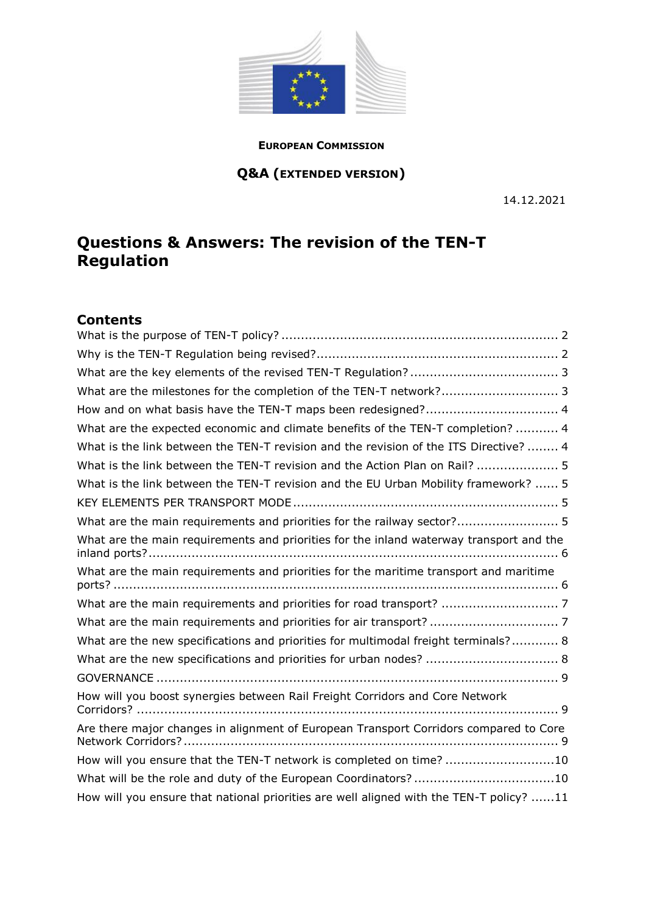**EUROPEAN COMMISSION**

**Q&A (EXTENDED VERSION)**

14.12.2021

# Questions & Answers: The revision of the TEN-T Regulation

## Contents

What is the purpose of TEN-T policy? ... 2

Why is the TEN-T Regulation being revised? ... 2

What are the key elements of the revised TEN-T Regulation? ... 3

What are the milestones for the completion of the TEN-T network? ... 3

How and on what basis have the TEN-T maps been redesigned? ... 4

What are the expected economic and climate benefits of the TEN-T completion? ... 4

What is the link between the TEN-T revision and the revision of the ITS Directive? ... 4

What is the link between the TEN-T revision and the Action Plan on Rail? ... 5

What is the link between the TEN-T revision and the EU Urban Mobility framework? ... 5

KEY ELEMENTS PER TRANSPORT MODE ... 5

What are the main requirements and priorities for the railway sector? ... 5

What are the main requirements and priorities for the inland waterway transport and the inland ports? ... 6

What are the main requirements and priorities for the maritime transport and maritime ports? ... 6

What are the main requirements and priorities for road transport? ... 7

What are the main requirements and priorities for air transport? ... 7

What are the new specifications and priorities for multimodal freight terminals? ... 8

What are the new specifications and priorities for urban nodes? ... 8

GOVERNANCE ... 9

How will you boost synergies between Rail Freight Corridors and Core Network Corridors? ... 9

Are there major changes in alignment of European Transport Corridors compared to Core Network Corridors? ... 9

How will you ensure that the TEN-T network is completed on time? ... 10

What will be the role and duty of the European Coordinators? ... 10

How will you ensure that national priorities are well aligned with the TEN-T policy? ... 11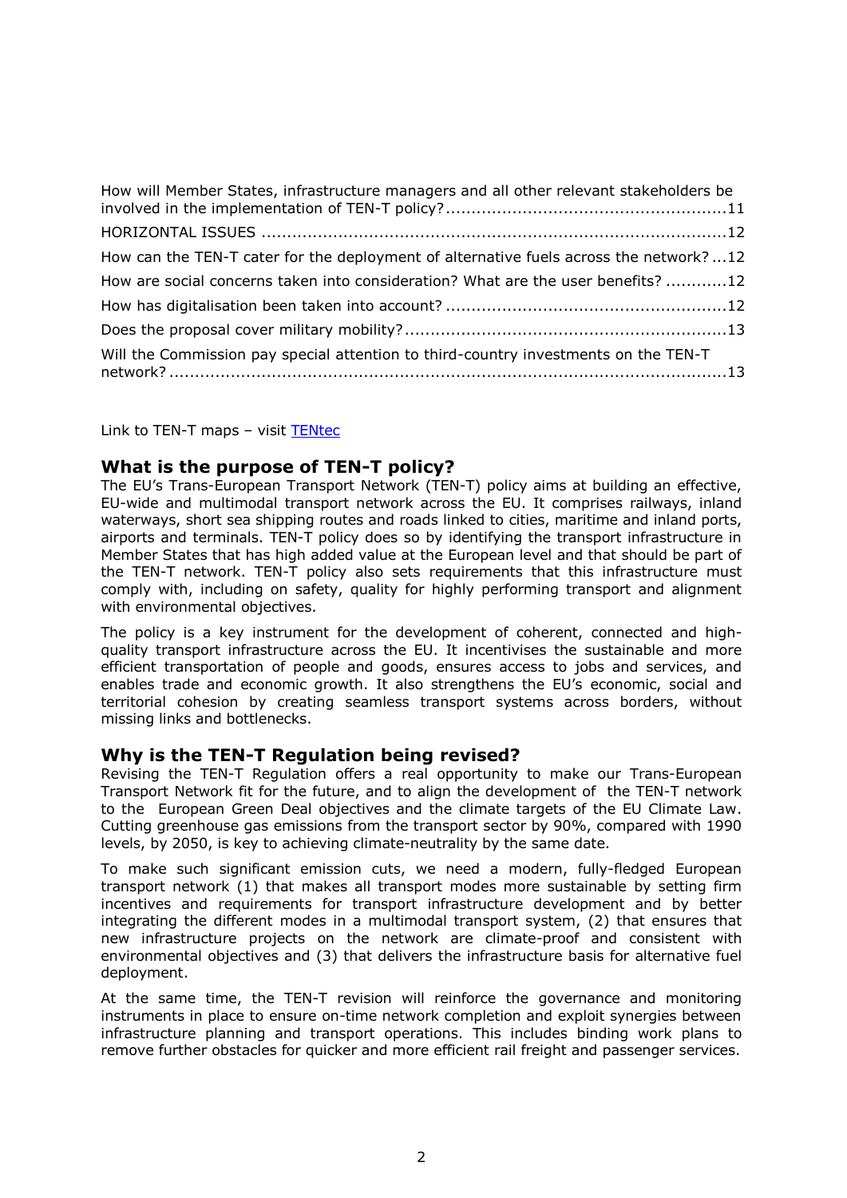How will Member States, infrastructure managers and all other relevant stakeholders be involved in the implementation of TEN-T policy? ....................................................... 11

HORIZONTAL ISSUES ........................................................................................... 12

How can the TEN-T cater for the deployment of alternative fuels across the network? ... 12

How are social concerns taken into consideration? What are the user benefits? ............ 12

How has digitalisation been taken into account? ....................................................... 12

Does the proposal cover military mobility? ............................................................... 13

Will the Commission pay special attention to third-country investments on the TEN-T network? ............................................................................................................ 13

Link to TEN-T maps – visit [TENtec]

## What is the purpose of TEN-T policy?

The EU's Trans-European Transport Network (TEN-T) policy aims at building an effective, EU-wide and multimodal transport network across the EU. It comprises railways, inland waterways, short sea shipping routes and roads linked to cities, maritime and inland ports, airports and terminals. TEN-T policy does so by identifying the transport infrastructure in Member States that has high added value at the European level and that should be part of the TEN-T network. TEN-T policy also sets requirements that this infrastructure must comply with, including on safety, quality for highly performing transport and alignment with environmental objectives.

The policy is a key instrument for the development of coherent, connected and high-quality transport infrastructure across the EU. It incentivises the sustainable and more efficient transportation of people and goods, ensures access to jobs and services, and enables trade and economic growth. It also strengthens the EU's economic, social and territorial cohesion by creating seamless transport systems across borders, without missing links and bottlenecks.

## Why is the TEN-T Regulation being revised?

Revising the TEN-T Regulation offers a real opportunity to make our Trans-European Transport Network fit for the future, and to align the development of the TEN-T network to the European Green Deal objectives and the climate targets of the EU Climate Law. Cutting greenhouse gas emissions from the transport sector by 90%, compared with 1990 levels, by 2050, is key to achieving climate-neutrality by the same date.

To make such significant emission cuts, we need a modern, fully-fledged European transport network (1) that makes all transport modes more sustainable by setting firm incentives and requirements for transport infrastructure development and by better integrating the different modes in a multimodal transport system, (2) that ensures that new infrastructure projects on the network are climate-proof and consistent with environmental objectives and (3) that delivers the infrastructure basis for alternative fuel deployment.

At the same time, the TEN-T revision will reinforce the governance and monitoring instruments in place to ensure on-time network completion and exploit synergies between infrastructure planning and transport operations. This includes binding work plans to remove further obstacles for quicker and more efficient rail freight and passenger services.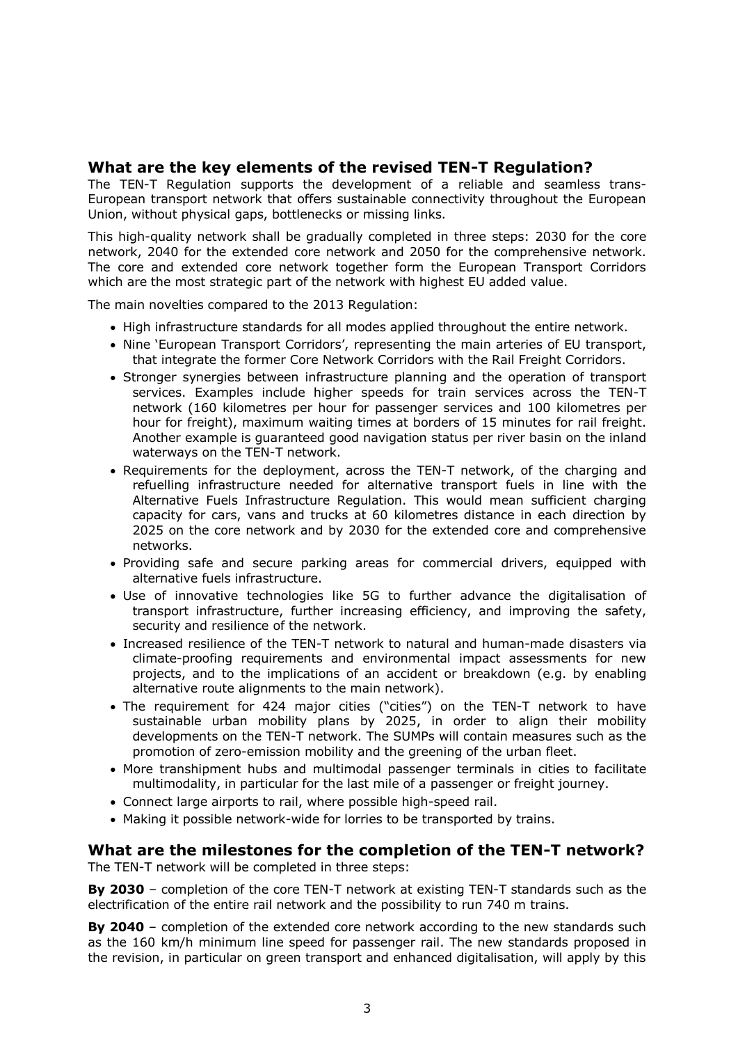## What are the key elements of the revised TEN-T Regulation?

The TEN-T Regulation supports the development of a reliable and seamless trans-European transport network that offers sustainable connectivity throughout the European Union, without physical gaps, bottlenecks or missing links.

This high-quality network shall be gradually completed in three steps: 2030 for the core network, 2040 for the extended core network and 2050 for the comprehensive network. The core and extended core network together form the European Transport Corridors which are the most strategic part of the network with highest EU added value.

The main novelties compared to the 2013 Regulation:

- High infrastructure standards for all modes applied throughout the entire network.
- Nine 'European Transport Corridors', representing the main arteries of EU transport, that integrate the former Core Network Corridors with the Rail Freight Corridors.
- Stronger synergies between infrastructure planning and the operation of transport services. Examples include higher speeds for train services across the TEN-T network (160 kilometres per hour for passenger services and 100 kilometres per hour for freight), maximum waiting times at borders of 15 minutes for rail freight. Another example is guaranteed good navigation status per river basin on the inland waterways on the TEN-T network.
- Requirements for the deployment, across the TEN-T network, of the charging and refuelling infrastructure needed for alternative transport fuels in line with the Alternative Fuels Infrastructure Regulation. This would mean sufficient charging capacity for cars, vans and trucks at 60 kilometres distance in each direction by 2025 on the core network and by 2030 for the extended core and comprehensive networks.
- Providing safe and secure parking areas for commercial drivers, equipped with alternative fuels infrastructure.
- Use of innovative technologies like 5G to further advance the digitalisation of transport infrastructure, further increasing efficiency, and improving the safety, security and resilience of the network.
- Increased resilience of the TEN-T network to natural and human-made disasters via climate-proofing requirements and environmental impact assessments for new projects, and to the implications of an accident or breakdown (e.g. by enabling alternative route alignments to the main network).
- The requirement for 424 major cities ("cities") on the TEN-T network to have sustainable urban mobility plans by 2025, in order to align their mobility developments on the TEN-T network. The SUMPs will contain measures such as the promotion of zero-emission mobility and the greening of the urban fleet.
- More transhipment hubs and multimodal passenger terminals in cities to facilitate multimodality, in particular for the last mile of a passenger or freight journey.
- Connect large airports to rail, where possible high-speed rail.
- Making it possible network-wide for lorries to be transported by trains.

## What are the milestones for the completion of the TEN-T network?

The TEN-T network will be completed in three steps:

**By 2030** – completion of the core TEN-T network at existing TEN-T standards such as the electrification of the entire rail network and the possibility to run 740 m trains.

**By 2040** – completion of the extended core network according to the new standards such as the 160 km/h minimum line speed for passenger rail. The new standards proposed in the revision, in particular on green transport and enhanced digitalisation, will apply by this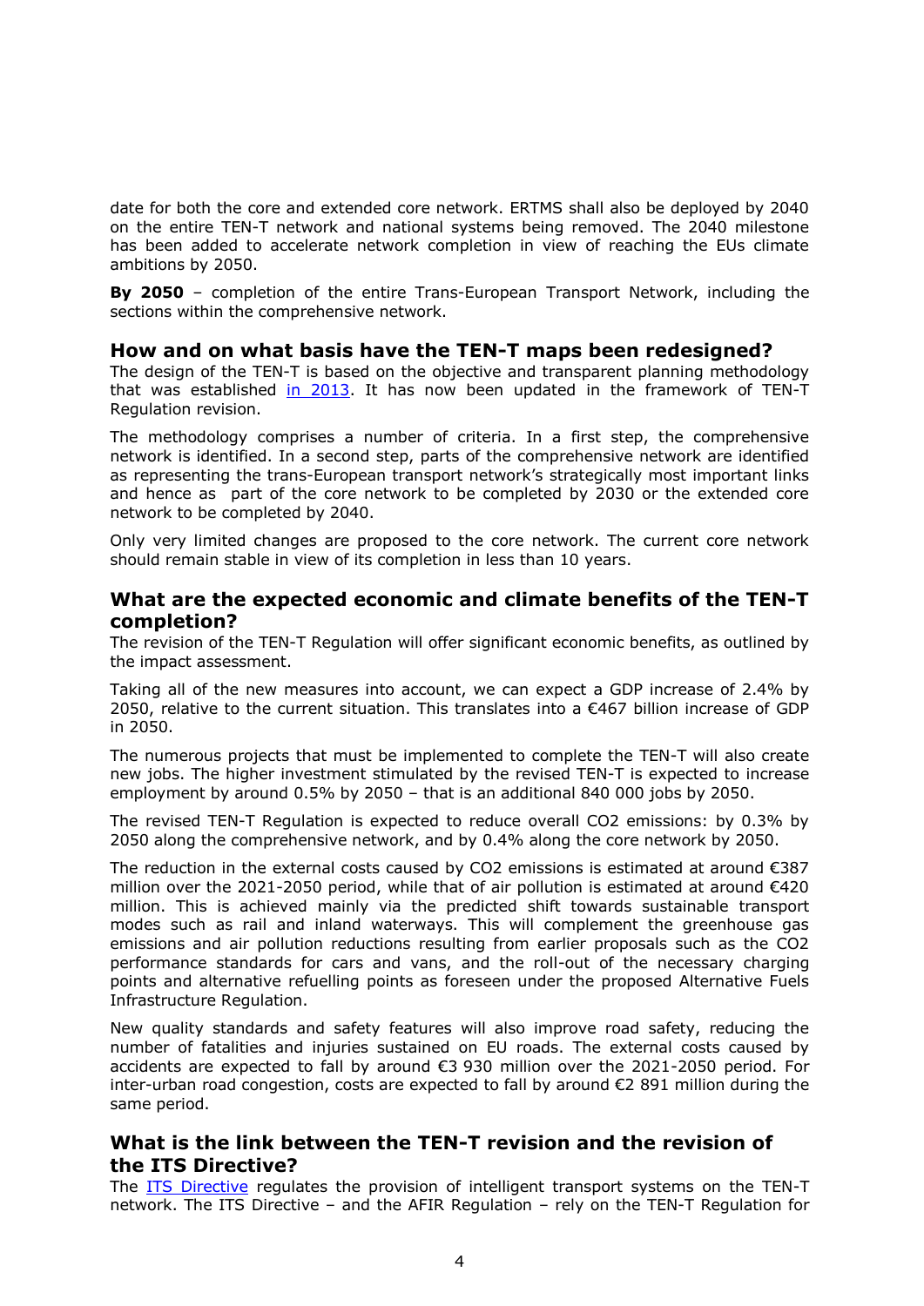date for both the core and extended core network. ERTMS shall also be deployed by 2040 on the entire TEN-T network and national systems being removed. The 2040 milestone has been added to accelerate network completion in view of reaching the EUs climate ambitions by 2050.

**By 2050** – completion of the entire Trans-European Transport Network, including the sections within the comprehensive network.

## How and on what basis have the TEN-T maps been redesigned?

The design of the TEN-T is based on the objective and transparent planning methodology that was established in 2013. It has now been updated in the framework of TEN-T Regulation revision.

The methodology comprises a number of criteria. In a first step, the comprehensive network is identified. In a second step, parts of the comprehensive network are identified as representing the trans-European transport network's strategically most important links and hence as part of the core network to be completed by 2030 or the extended core network to be completed by 2040.

Only very limited changes are proposed to the core network. The current core network should remain stable in view of its completion in less than 10 years.

## What are the expected economic and climate benefits of the TEN-T completion?

The revision of the TEN-T Regulation will offer significant economic benefits, as outlined by the impact assessment.

Taking all of the new measures into account, we can expect a GDP increase of 2.4% by 2050, relative to the current situation. This translates into a €467 billion increase of GDP in 2050.

The numerous projects that must be implemented to complete the TEN-T will also create new jobs. The higher investment stimulated by the revised TEN-T is expected to increase employment by around 0.5% by 2050 – that is an additional 840 000 jobs by 2050.

The revised TEN-T Regulation is expected to reduce overall $CO_2$ emissions: by 0.3% by 2050 along the comprehensive network, and by 0.4% along the core network by 2050.

The reduction in the external costs caused by $CO_2$ emissions is estimated at around €387 million over the 2021-2050 period, while that of air pollution is estimated at around €420 million. This is achieved mainly via the predicted shift towards sustainable transport modes such as rail and inland waterways. This will complement the greenhouse gas emissions and air pollution reductions resulting from earlier proposals such as the $CO_2$ performance standards for cars and vans, and the roll-out of the necessary charging points and alternative refuelling points as foreseen under the proposed Alternative Fuels Infrastructure Regulation.

New quality standards and safety features will also improve road safety, reducing the number of fatalities and injuries sustained on EU roads. The external costs caused by accidents are expected to fall by around €3 930 million over the 2021-2050 period. For inter-urban road congestion, costs are expected to fall by around €2 891 million during the same period.

## What is the link between the TEN-T revision and the revision of the ITS Directive?

The ITS Directive regulates the provision of intelligent transport systems on the TEN-T network. The ITS Directive – and the AFIR Regulation – rely on the TEN-T Regulation for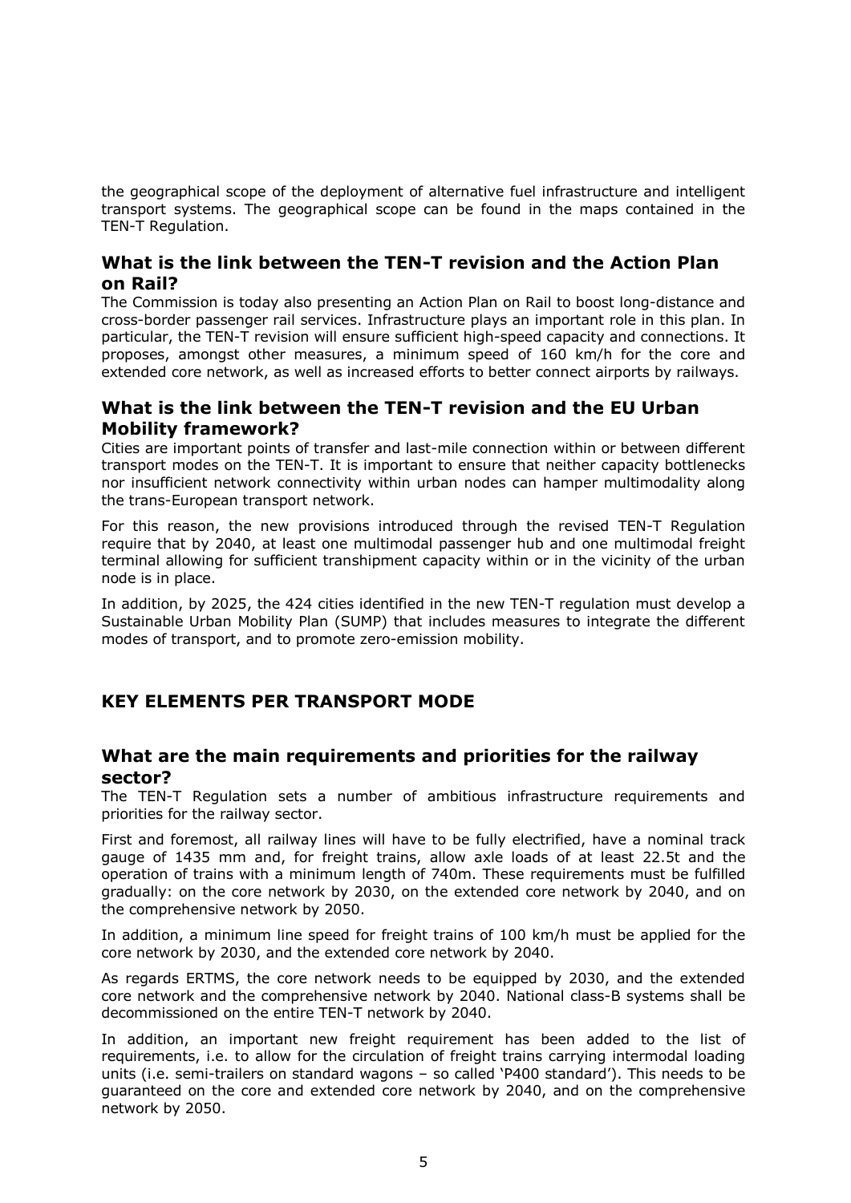the geographical scope of the deployment of alternative fuel infrastructure and intelligent transport systems. The geographical scope can be found in the maps contained in the TEN-T Regulation.

## What is the link between the TEN-T revision and the Action Plan on Rail?

The Commission is today also presenting an Action Plan on Rail to boost long-distance and cross-border passenger rail services. Infrastructure plays an important role in this plan. In particular, the TEN-T revision will ensure sufficient high-speed capacity and connections. It proposes, amongst other measures, a minimum speed of 160 km/h for the core and extended core network, as well as increased efforts to better connect airports by railways.

## What is the link between the TEN-T revision and the EU Urban Mobility framework?

Cities are important points of transfer and last-mile connection within or between different transport modes on the TEN-T. It is important to ensure that neither capacity bottlenecks nor insufficient network connectivity within urban nodes can hamper multimodality along the trans-European transport network.

For this reason, the new provisions introduced through the revised TEN-T Regulation require that by 2040, at least one multimodal passenger hub and one multimodal freight terminal allowing for sufficient transhipment capacity within or in the vicinity of the urban node is in place.

In addition, by 2025, the 424 cities identified in the new TEN-T regulation must develop a Sustainable Urban Mobility Plan (SUMP) that includes measures to integrate the different modes of transport, and to promote zero-emission mobility.

# KEY ELEMENTS PER TRANSPORT MODE

## What are the main requirements and priorities for the railway sector?

The TEN-T Regulation sets a number of ambitious infrastructure requirements and priorities for the railway sector.

First and foremost, all railway lines will have to be fully electrified, have a nominal track gauge of 1435 mm and, for freight trains, allow axle loads of at least 22.5t and the operation of trains with a minimum length of 740m. These requirements must be fulfilled gradually: on the core network by 2030, on the extended core network by 2040, and on the comprehensive network by 2050.

In addition, a minimum line speed for freight trains of 100 km/h must be applied for the core network by 2030, and the extended core network by 2040.

As regards ERTMS, the core network needs to be equipped by 2030, and the extended core network and the comprehensive network by 2040. National class-B systems shall be decommissioned on the entire TEN-T network by 2040.

In addition, an important new freight requirement has been added to the list of requirements, i.e. to allow for the circulation of freight trains carrying intermodal loading units (i.e. semi-trailers on standard wagons – so called 'P400 standard'). This needs to be guaranteed on the core and extended core network by 2040, and on the comprehensive network by 2050.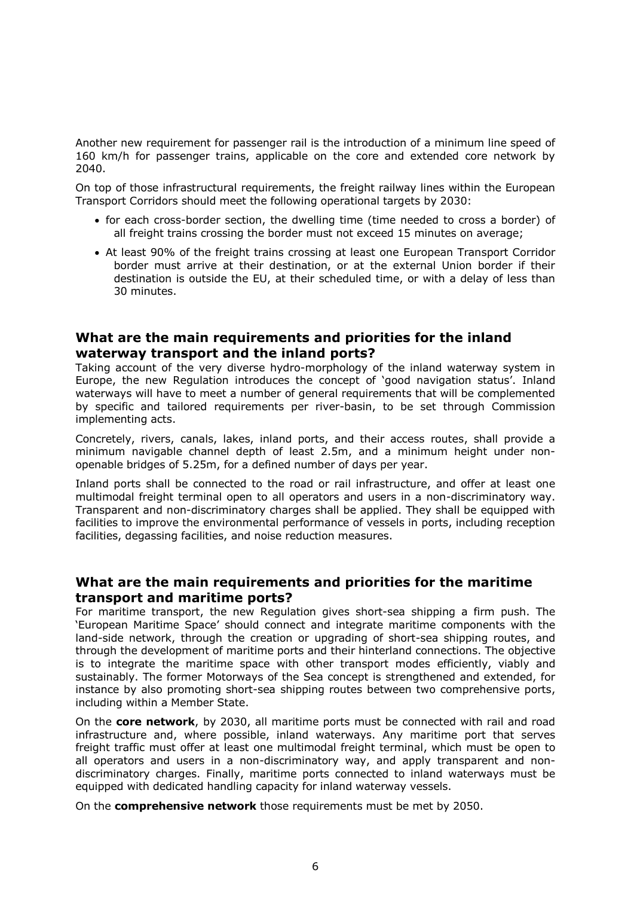Another new requirement for passenger rail is the introduction of a minimum line speed of 160 km/h for passenger trains, applicable on the core and extended core network by 2040.

On top of those infrastructural requirements, the freight railway lines within the European Transport Corridors should meet the following operational targets by 2030:

- for each cross-border section, the dwelling time (time needed to cross a border) of all freight trains crossing the border must not exceed 15 minutes on average;
- At least 90% of the freight trains crossing at least one European Transport Corridor border must arrive at their destination, or at the external Union border if their destination is outside the EU, at their scheduled time, or with a delay of less than 30 minutes.

## What are the main requirements and priorities for the inland waterway transport and the inland ports?

Taking account of the very diverse hydro-morphology of the inland waterway system in Europe, the new Regulation introduces the concept of 'good navigation status'. Inland waterways will have to meet a number of general requirements that will be complemented by specific and tailored requirements per river-basin, to be set through Commission implementing acts.

Concretely, rivers, canals, lakes, inland ports, and their access routes, shall provide a minimum navigable channel depth of least 2.5m, and a minimum height under non-openable bridges of 5.25m, for a defined number of days per year.

Inland ports shall be connected to the road or rail infrastructure, and offer at least one multimodal freight terminal open to all operators and users in a non-discriminatory way. Transparent and non-discriminatory charges shall be applied. They shall be equipped with facilities to improve the environmental performance of vessels in ports, including reception facilities, degassing facilities, and noise reduction measures.

## What are the main requirements and priorities for the maritime transport and maritime ports?

For maritime transport, the new Regulation gives short-sea shipping a firm push. The 'European Maritime Space' should connect and integrate maritime components with the land-side network, through the creation or upgrading of short-sea shipping routes, and through the development of maritime ports and their hinterland connections. The objective is to integrate the maritime space with other transport modes efficiently, viably and sustainably. The former Motorways of the Sea concept is strengthened and extended, for instance by also promoting short-sea shipping routes between two comprehensive ports, including within a Member State.

On the **core network**, by 2030, all maritime ports must be connected with rail and road infrastructure and, where possible, inland waterways. Any maritime port that serves freight traffic must offer at least one multimodal freight terminal, which must be open to all operators and users in a non-discriminatory way, and apply transparent and non-discriminatory charges. Finally, maritime ports connected to inland waterways must be equipped with dedicated handling capacity for inland waterway vessels.

On the **comprehensive network** those requirements must be met by 2050.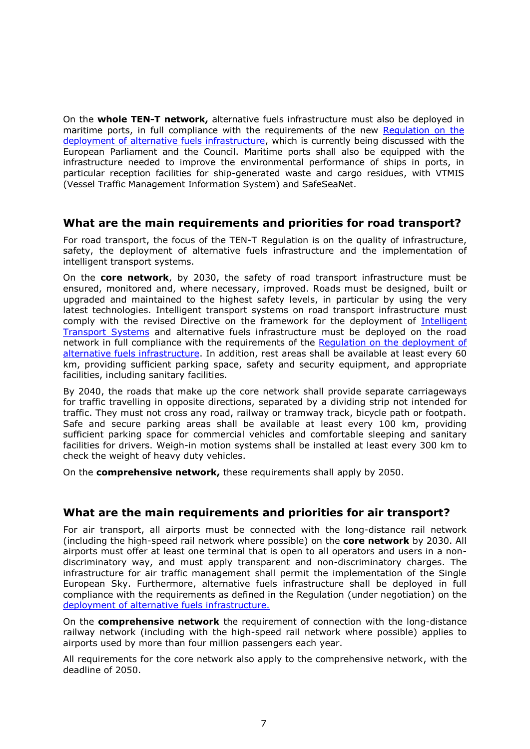On the **whole TEN-T network,** alternative fuels infrastructure must also be deployed in maritime ports, in full compliance with the requirements of the new Regulation on the deployment of alternative fuels infrastructure, which is currently being discussed with the European Parliament and the Council. Maritime ports shall also be equipped with the infrastructure needed to improve the environmental performance of ships in ports, in particular reception facilities for ship-generated waste and cargo residues, with VTMIS (Vessel Traffic Management Information System) and SafeSeaNet.

## What are the main requirements and priorities for road transport?

For road transport, the focus of the TEN-T Regulation is on the quality of infrastructure, safety, the deployment of alternative fuels infrastructure and the implementation of intelligent transport systems.

On the **core network**, by 2030, the safety of road transport infrastructure must be ensured, monitored and, where necessary, improved. Roads must be designed, built or upgraded and maintained to the highest safety levels, in particular by using the very latest technologies. Intelligent transport systems on road transport infrastructure must comply with the revised Directive on the framework for the deployment of Intelligent Transport Systems and alternative fuels infrastructure must be deployed on the road network in full compliance with the requirements of the Regulation on the deployment of alternative fuels infrastructure. In addition, rest areas shall be available at least every 60 km, providing sufficient parking space, safety and security equipment, and appropriate facilities, including sanitary facilities.

By 2040, the roads that make up the core network shall provide separate carriageways for traffic travelling in opposite directions, separated by a dividing strip not intended for traffic. They must not cross any road, railway or tramway track, bicycle path or footpath. Safe and secure parking areas shall be available at least every 100 km, providing sufficient parking space for commercial vehicles and comfortable sleeping and sanitary facilities for drivers. Weigh-in motion systems shall be installed at least every 300 km to check the weight of heavy duty vehicles.

On the **comprehensive network,** these requirements shall apply by 2050.

## What are the main requirements and priorities for air transport?

For air transport, all airports must be connected with the long-distance rail network (including the high-speed rail network where possible) on the **core network** by 2030. All airports must offer at least one terminal that is open to all operators and users in a non-discriminatory way, and must apply transparent and non-discriminatory charges. The infrastructure for air traffic management shall permit the implementation of the Single European Sky. Furthermore, alternative fuels infrastructure shall be deployed in full compliance with the requirements as defined in the Regulation (under negotiation) on the deployment of alternative fuels infrastructure.

On the **comprehensive network** the requirement of connection with the long-distance railway network (including with the high-speed rail network where possible) applies to airports used by more than four million passengers each year.

All requirements for the core network also apply to the comprehensive network, with the deadline of 2050.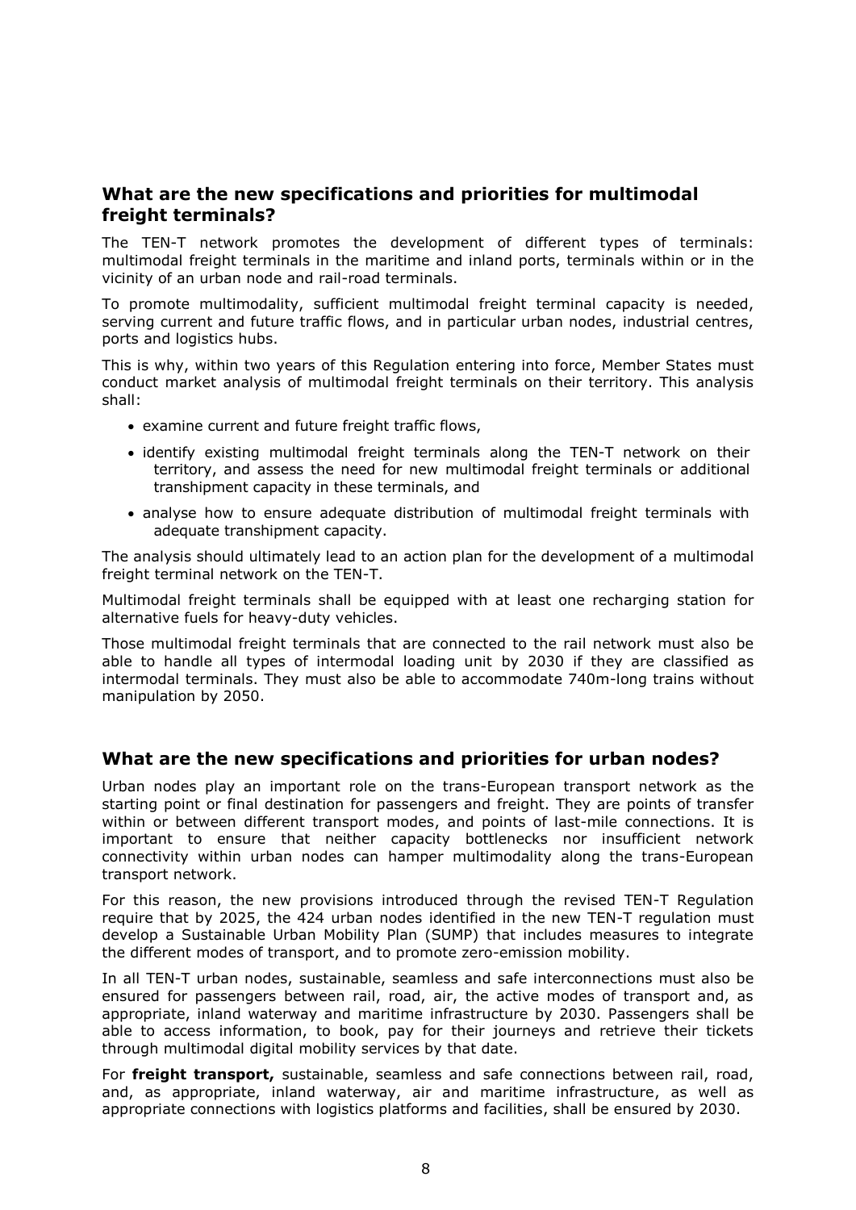## What are the new specifications and priorities for multimodal freight terminals?

The TEN-T network promotes the development of different types of terminals: multimodal freight terminals in the maritime and inland ports, terminals within or in the vicinity of an urban node and rail-road terminals.

To promote multimodality, sufficient multimodal freight terminal capacity is needed, serving current and future traffic flows, and in particular urban nodes, industrial centres, ports and logistics hubs.

This is why, within two years of this Regulation entering into force, Member States must conduct market analysis of multimodal freight terminals on their territory. This analysis shall:

- examine current and future freight traffic flows,
- identify existing multimodal freight terminals along the TEN-T network on their territory, and assess the need for new multimodal freight terminals or additional transhipment capacity in these terminals, and
- analyse how to ensure adequate distribution of multimodal freight terminals with adequate transhipment capacity.

The analysis should ultimately lead to an action plan for the development of a multimodal freight terminal network on the TEN-T.

Multimodal freight terminals shall be equipped with at least one recharging station for alternative fuels for heavy-duty vehicles.

Those multimodal freight terminals that are connected to the rail network must also be able to handle all types of intermodal loading unit by 2030 if they are classified as intermodal terminals. They must also be able to accommodate 740m-long trains without manipulation by 2050.

## What are the new specifications and priorities for urban nodes?

Urban nodes play an important role on the trans-European transport network as the starting point or final destination for passengers and freight. They are points of transfer within or between different transport modes, and points of last-mile connections. It is important to ensure that neither capacity bottlenecks nor insufficient network connectivity within urban nodes can hamper multimodality along the trans-European transport network.

For this reason, the new provisions introduced through the revised TEN-T Regulation require that by 2025, the 424 urban nodes identified in the new TEN-T regulation must develop a Sustainable Urban Mobility Plan (SUMP) that includes measures to integrate the different modes of transport, and to promote zero-emission mobility.

In all TEN-T urban nodes, sustainable, seamless and safe interconnections must also be ensured for passengers between rail, road, air, the active modes of transport and, as appropriate, inland waterway and maritime infrastructure by 2030. Passengers shall be able to access information, to book, pay for their journeys and retrieve their tickets through multimodal digital mobility services by that date.

For **freight transport,** sustainable, seamless and safe connections between rail, road, and, as appropriate, inland waterway, air and maritime infrastructure, as well as appropriate connections with logistics platforms and facilities, shall be ensured by 2030.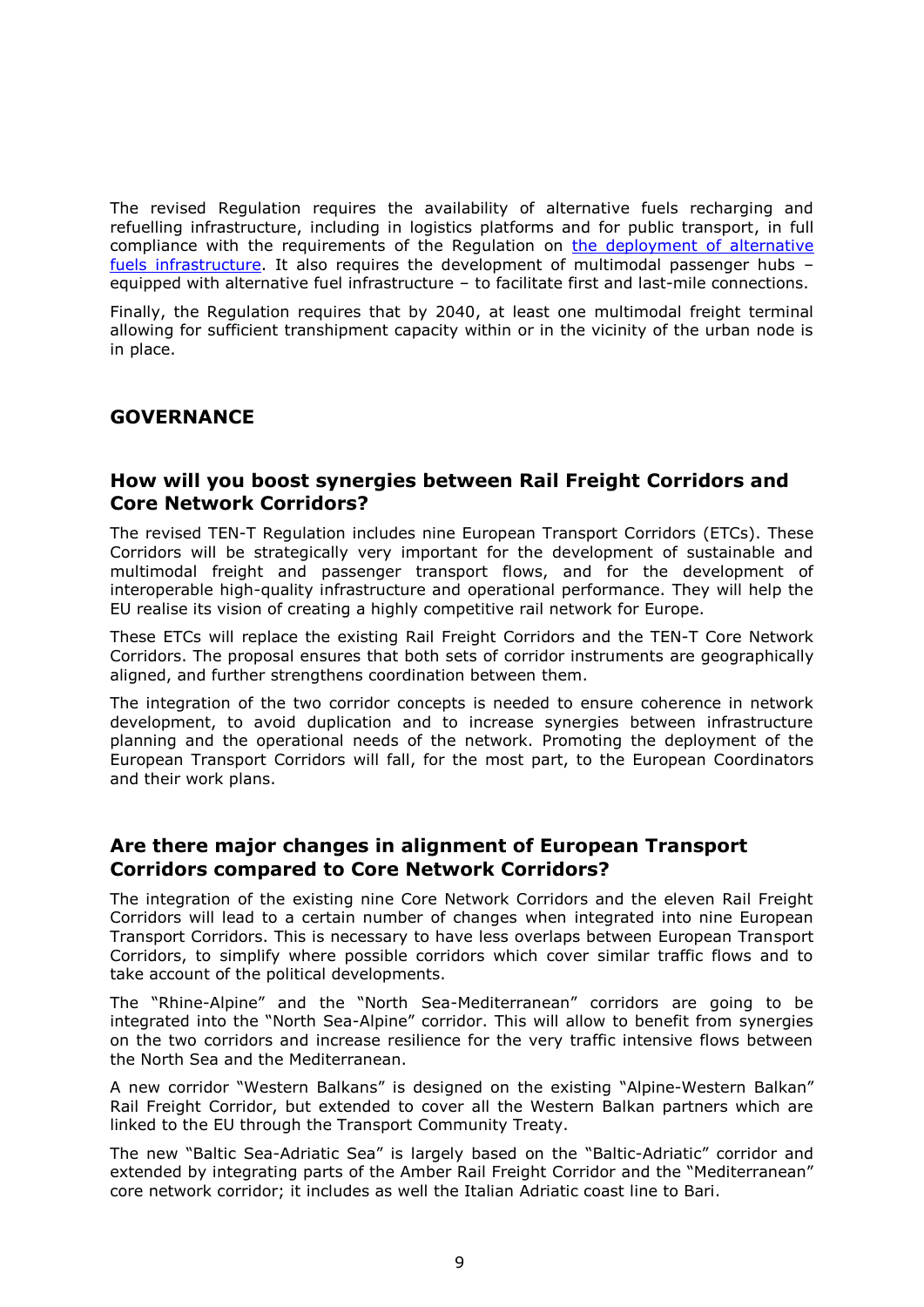The revised Regulation requires the availability of alternative fuels recharging and refuelling infrastructure, including in logistics platforms and for public transport, in full compliance with the requirements of the Regulation on [the deployment of alternative fuels infrastructure](). It also requires the development of multimodal passenger hubs – equipped with alternative fuel infrastructure – to facilitate first and last-mile connections.

Finally, the Regulation requires that by 2040, at least one multimodal freight terminal allowing for sufficient transhipment capacity within or in the vicinity of the urban node is in place.

## GOVERNANCE

### How will you boost synergies between Rail Freight Corridors and Core Network Corridors?

The revised TEN-T Regulation includes nine European Transport Corridors (ETCs). These Corridors will be strategically very important for the development of sustainable and multimodal freight and passenger transport flows, and for the development of interoperable high-quality infrastructure and operational performance. They will help the EU realise its vision of creating a highly competitive rail network for Europe.

These ETCs will replace the existing Rail Freight Corridors and the TEN-T Core Network Corridors. The proposal ensures that both sets of corridor instruments are geographically aligned, and further strengthens coordination between them.

The integration of the two corridor concepts is needed to ensure coherence in network development, to avoid duplication and to increase synergies between infrastructure planning and the operational needs of the network. Promoting the deployment of the European Transport Corridors will fall, for the most part, to the European Coordinators and their work plans.

### Are there major changes in alignment of European Transport Corridors compared to Core Network Corridors?

The integration of the existing nine Core Network Corridors and the eleven Rail Freight Corridors will lead to a certain number of changes when integrated into nine European Transport Corridors. This is necessary to have less overlaps between European Transport Corridors, to simplify where possible corridors which cover similar traffic flows and to take account of the political developments.

The "Rhine-Alpine" and the "North Sea-Mediterranean" corridors are going to be integrated into the "North Sea-Alpine" corridor. This will allow to benefit from synergies on the two corridors and increase resilience for the very traffic intensive flows between the North Sea and the Mediterranean.

A new corridor "Western Balkans" is designed on the existing "Alpine-Western Balkan" Rail Freight Corridor, but extended to cover all the Western Balkan partners which are linked to the EU through the Transport Community Treaty.

The new "Baltic Sea-Adriatic Sea" is largely based on the "Baltic-Adriatic" corridor and extended by integrating parts of the Amber Rail Freight Corridor and the "Mediterranean" core network corridor; it includes as well the Italian Adriatic coast line to Bari.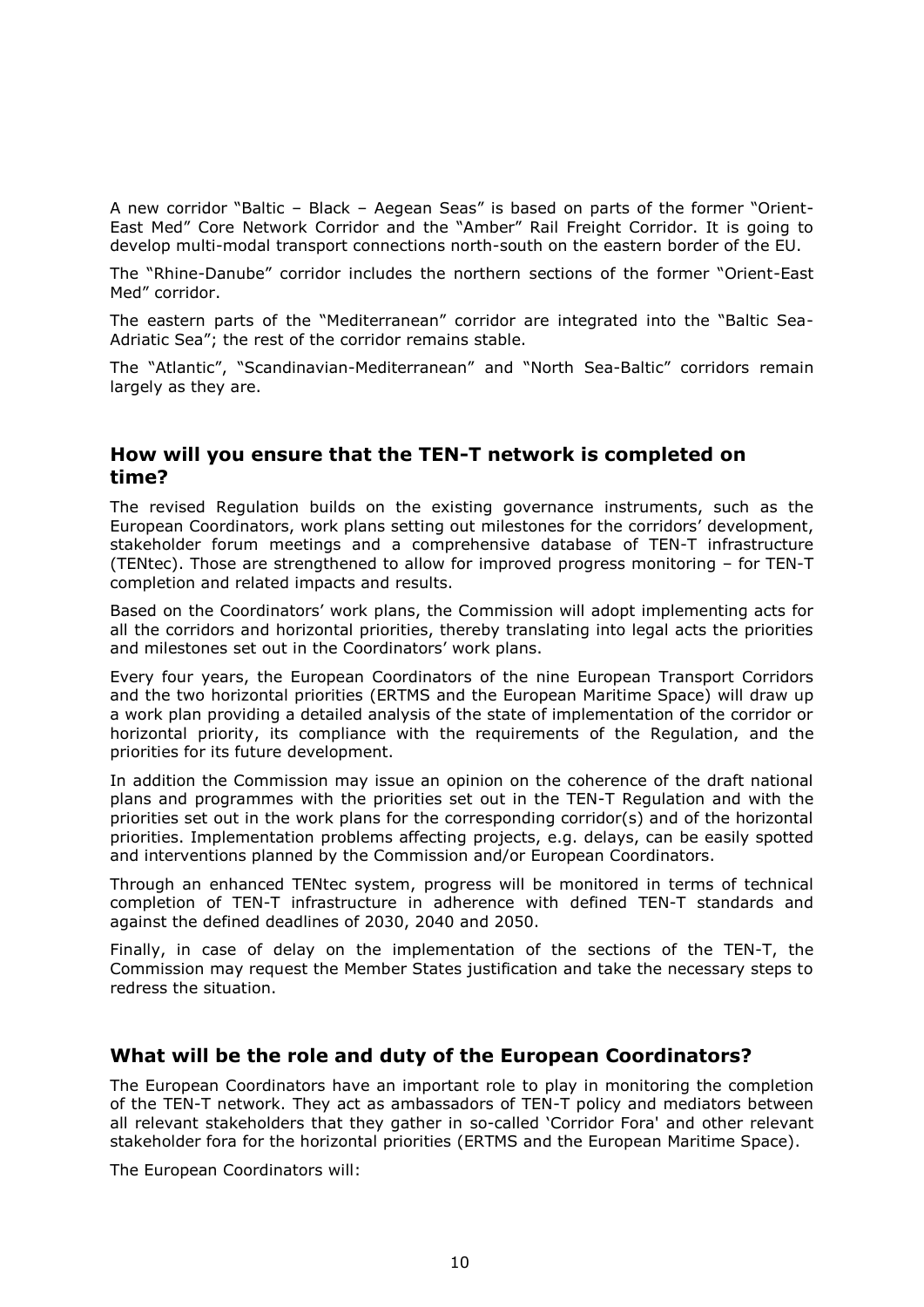A new corridor "Baltic – Black – Aegean Seas" is based on parts of the former "Orient-East Med" Core Network Corridor and the "Amber" Rail Freight Corridor. It is going to develop multi-modal transport connections north-south on the eastern border of the EU.

The "Rhine-Danube" corridor includes the northern sections of the former "Orient-East Med" corridor.

The eastern parts of the "Mediterranean" corridor are integrated into the "Baltic Sea-Adriatic Sea"; the rest of the corridor remains stable.

The "Atlantic", "Scandinavian-Mediterranean" and "North Sea-Baltic" corridors remain largely as they are.

## How will you ensure that the TEN-T network is completed on time?

The revised Regulation builds on the existing governance instruments, such as the European Coordinators, work plans setting out milestones for the corridors' development, stakeholder forum meetings and a comprehensive database of TEN-T infrastructure (TENtec). Those are strengthened to allow for improved progress monitoring – for TEN-T completion and related impacts and results.

Based on the Coordinators' work plans, the Commission will adopt implementing acts for all the corridors and horizontal priorities, thereby translating into legal acts the priorities and milestones set out in the Coordinators' work plans.

Every four years, the European Coordinators of the nine European Transport Corridors and the two horizontal priorities (ERTMS and the European Maritime Space) will draw up a work plan providing a detailed analysis of the state of implementation of the corridor or horizontal priority, its compliance with the requirements of the Regulation, and the priorities for its future development.

In addition the Commission may issue an opinion on the coherence of the draft national plans and programmes with the priorities set out in the TEN-T Regulation and with the priorities set out in the work plans for the corresponding corridor(s) and of the horizontal priorities. Implementation problems affecting projects, e.g. delays, can be easily spotted and interventions planned by the Commission and/or European Coordinators.

Through an enhanced TENtec system, progress will be monitored in terms of technical completion of TEN-T infrastructure in adherence with defined TEN-T standards and against the defined deadlines of 2030, 2040 and 2050.

Finally, in case of delay on the implementation of the sections of the TEN-T, the Commission may request the Member States justification and take the necessary steps to redress the situation.

## What will be the role and duty of the European Coordinators?

The European Coordinators have an important role to play in monitoring the completion of the TEN-T network. They act as ambassadors of TEN-T policy and mediators between all relevant stakeholders that they gather in so-called 'Corridor Fora' and other relevant stakeholder fora for the horizontal priorities (ERTMS and the European Maritime Space).

The European Coordinators will: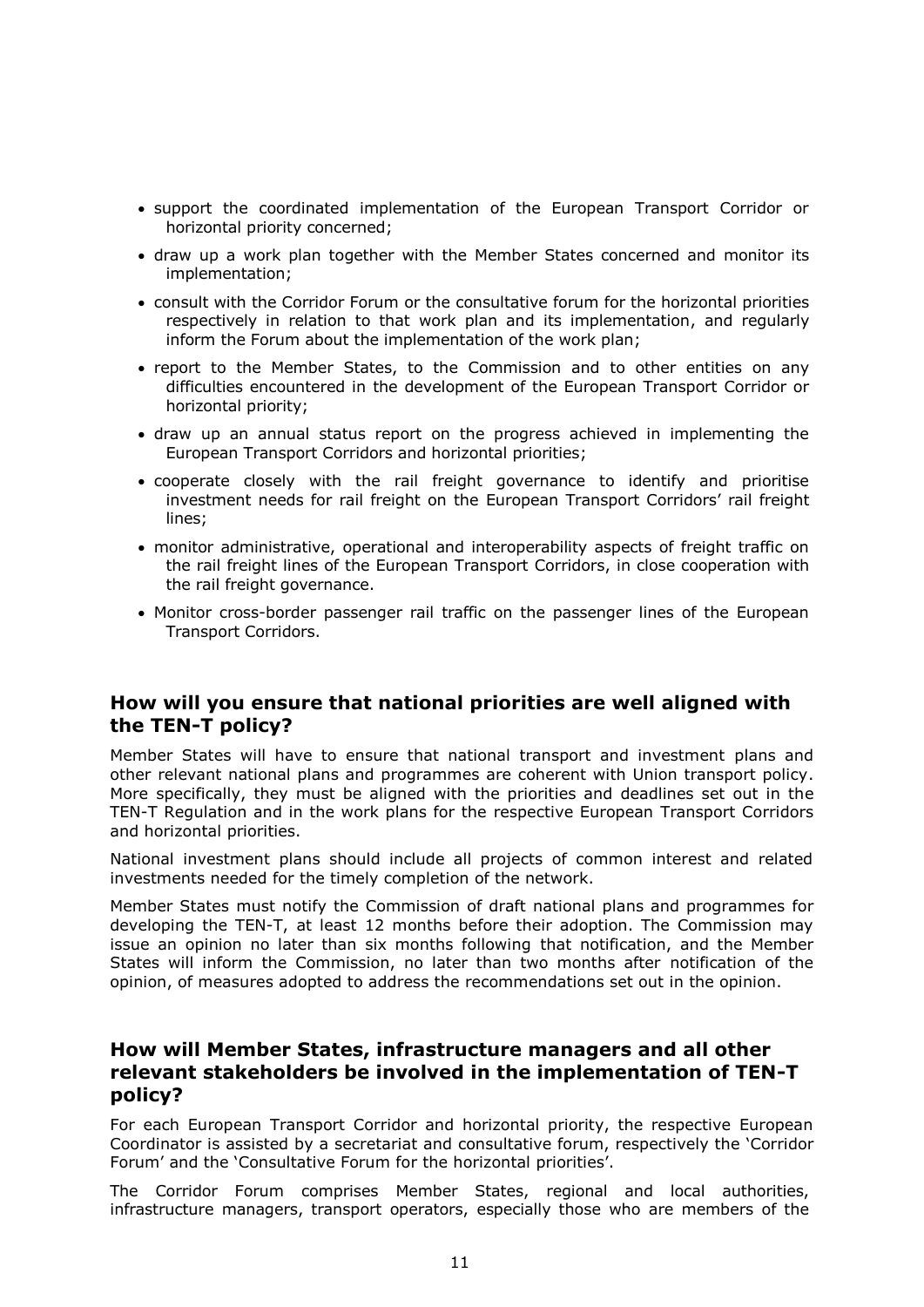- support the coordinated implementation of the European Transport Corridor or horizontal priority concerned;
- draw up a work plan together with the Member States concerned and monitor its implementation;
- consult with the Corridor Forum or the consultative forum for the horizontal priorities respectively in relation to that work plan and its implementation, and regularly inform the Forum about the implementation of the work plan;
- report to the Member States, to the Commission and to other entities on any difficulties encountered in the development of the European Transport Corridor or horizontal priority;
- draw up an annual status report on the progress achieved in implementing the European Transport Corridors and horizontal priorities;
- cooperate closely with the rail freight governance to identify and prioritise investment needs for rail freight on the European Transport Corridors' rail freight lines;
- monitor administrative, operational and interoperability aspects of freight traffic on the rail freight lines of the European Transport Corridors, in close cooperation with the rail freight governance.
- Monitor cross-border passenger rail traffic on the passenger lines of the European Transport Corridors.

## How will you ensure that national priorities are well aligned with the TEN-T policy?

Member States will have to ensure that national transport and investment plans and other relevant national plans and programmes are coherent with Union transport policy. More specifically, they must be aligned with the priorities and deadlines set out in the TEN-T Regulation and in the work plans for the respective European Transport Corridors and horizontal priorities.

National investment plans should include all projects of common interest and related investments needed for the timely completion of the network.

Member States must notify the Commission of draft national plans and programmes for developing the TEN-T, at least 12 months before their adoption. The Commission may issue an opinion no later than six months following that notification, and the Member States will inform the Commission, no later than two months after notification of the opinion, of measures adopted to address the recommendations set out in the opinion.

## How will Member States, infrastructure managers and all other relevant stakeholders be involved in the implementation of TEN-T policy?

For each European Transport Corridor and horizontal priority, the respective European Coordinator is assisted by a secretariat and consultative forum, respectively the 'Corridor Forum' and the 'Consultative Forum for the horizontal priorities'.

The Corridor Forum comprises Member States, regional and local authorities, infrastructure managers, transport operators, especially those who are members of the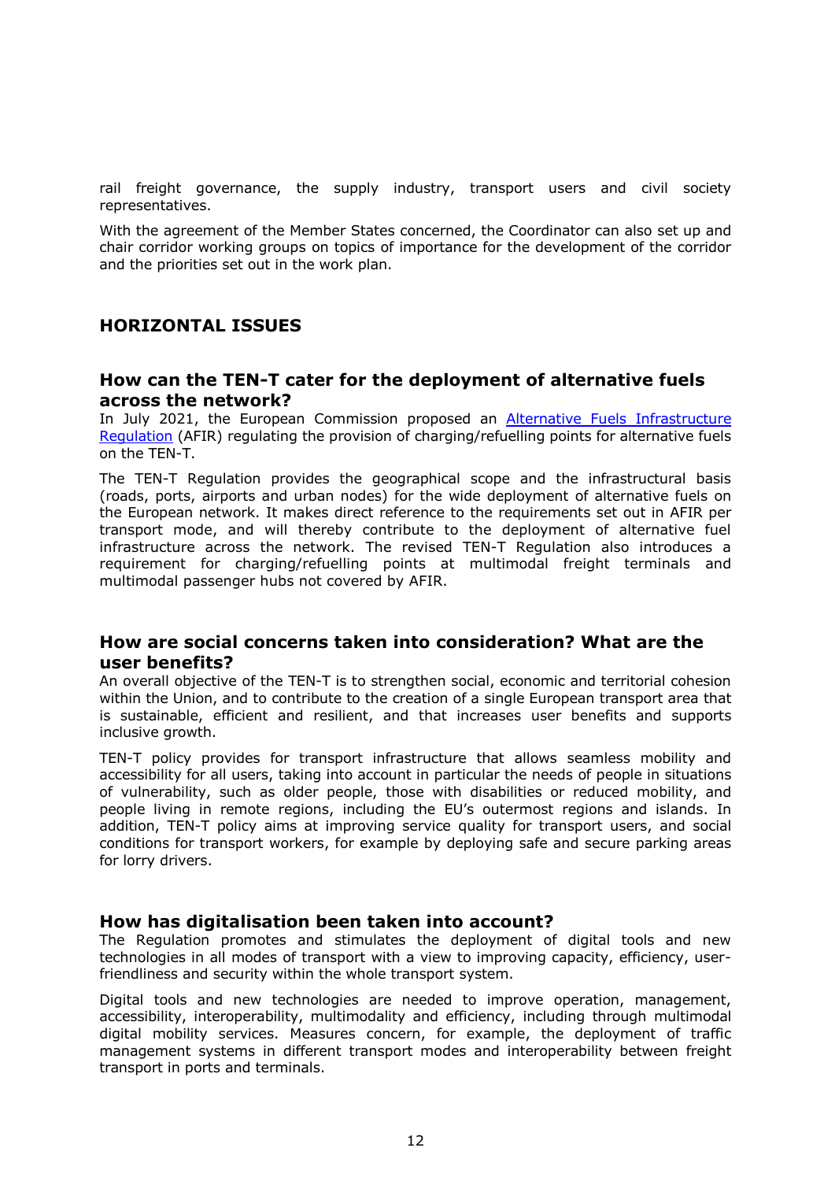rail freight governance, the supply industry, transport users and civil society representatives.

With the agreement of the Member States concerned, the Coordinator can also set up and chair corridor working groups on topics of importance for the development of the corridor and the priorities set out in the work plan.

## HORIZONTAL ISSUES

### How can the TEN-T cater for the deployment of alternative fuels across the network?

In July 2021, the European Commission proposed an Alternative Fuels Infrastructure Regulation (AFIR) regulating the provision of charging/refuelling points for alternative fuels on the TEN-T.

The TEN-T Regulation provides the geographical scope and the infrastructural basis (roads, ports, airports and urban nodes) for the wide deployment of alternative fuels on the European network. It makes direct reference to the requirements set out in AFIR per transport mode, and will thereby contribute to the deployment of alternative fuel infrastructure across the network. The revised TEN-T Regulation also introduces a requirement for charging/refuelling points at multimodal freight terminals and multimodal passenger hubs not covered by AFIR.

### How are social concerns taken into consideration? What are the user benefits?

An overall objective of the TEN-T is to strengthen social, economic and territorial cohesion within the Union, and to contribute to the creation of a single European transport area that is sustainable, efficient and resilient, and that increases user benefits and supports inclusive growth.

TEN-T policy provides for transport infrastructure that allows seamless mobility and accessibility for all users, taking into account in particular the needs of people in situations of vulnerability, such as older people, those with disabilities or reduced mobility, and people living in remote regions, including the EU's outermost regions and islands. In addition, TEN-T policy aims at improving service quality for transport users, and social conditions for transport workers, for example by deploying safe and secure parking areas for lorry drivers.

### How has digitalisation been taken into account?

The Regulation promotes and stimulates the deployment of digital tools and new technologies in all modes of transport with a view to improving capacity, efficiency, user-friendliness and security within the whole transport system.

Digital tools and new technologies are needed to improve operation, management, accessibility, interoperability, multimodality and efficiency, including through multimodal digital mobility services. Measures concern, for example, the deployment of traffic management systems in different transport modes and interoperability between freight transport in ports and terminals.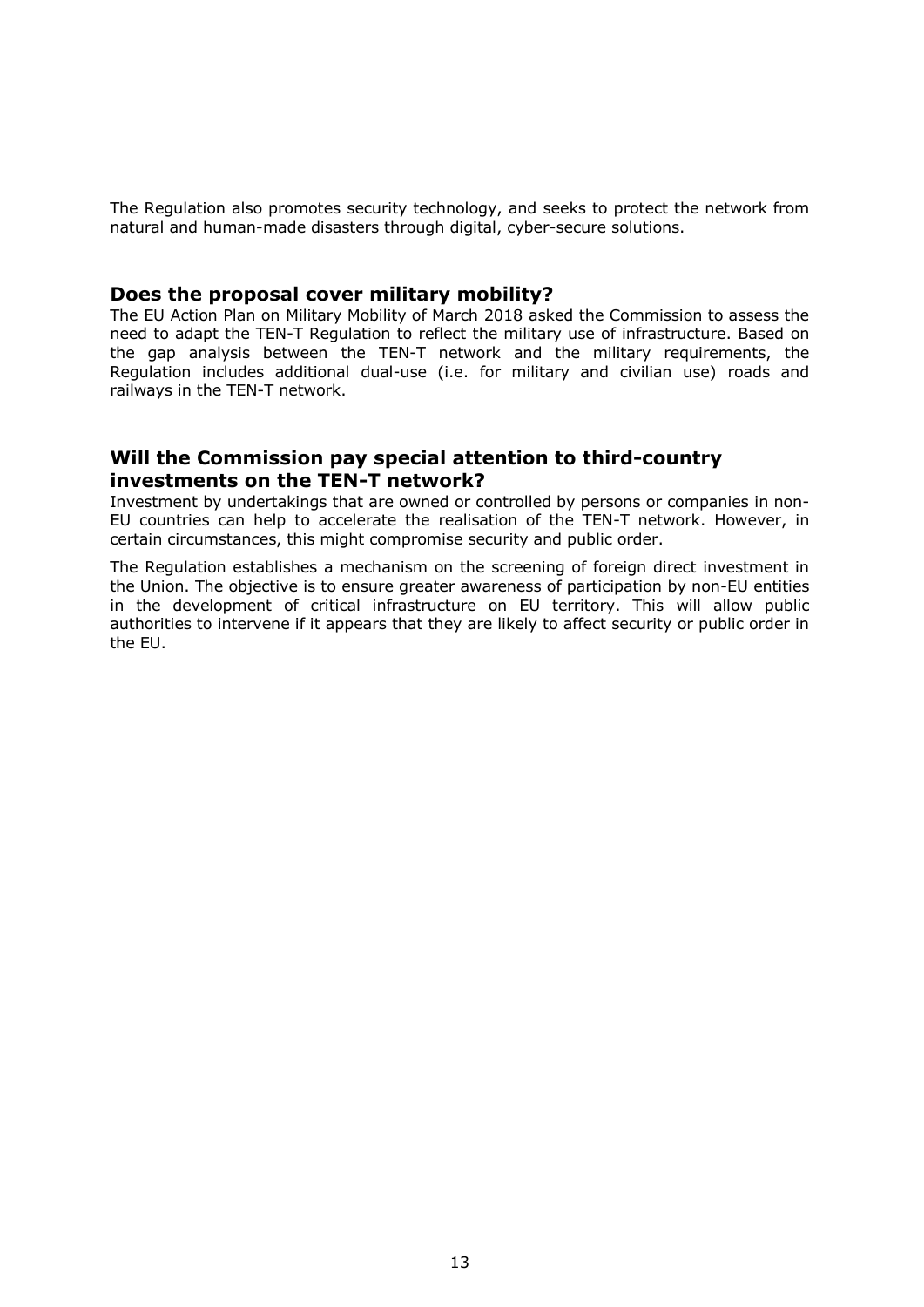The Regulation also promotes security technology, and seeks to protect the network from natural and human-made disasters through digital, cyber-secure solutions.

## Does the proposal cover military mobility?

The EU Action Plan on Military Mobility of March 2018 asked the Commission to assess the need to adapt the TEN-T Regulation to reflect the military use of infrastructure. Based on the gap analysis between the TEN-T network and the military requirements, the Regulation includes additional dual-use (i.e. for military and civilian use) roads and railways in the TEN-T network.

## Will the Commission pay special attention to third-country investments on the TEN-T network?

Investment by undertakings that are owned or controlled by persons or companies in non-EU countries can help to accelerate the realisation of the TEN-T network. However, in certain circumstances, this might compromise security and public order.

The Regulation establishes a mechanism on the screening of foreign direct investment in the Union. The objective is to ensure greater awareness of participation by non-EU entities in the development of critical infrastructure on EU territory. This will allow public authorities to intervene if it appears that they are likely to affect security or public order in the EU.